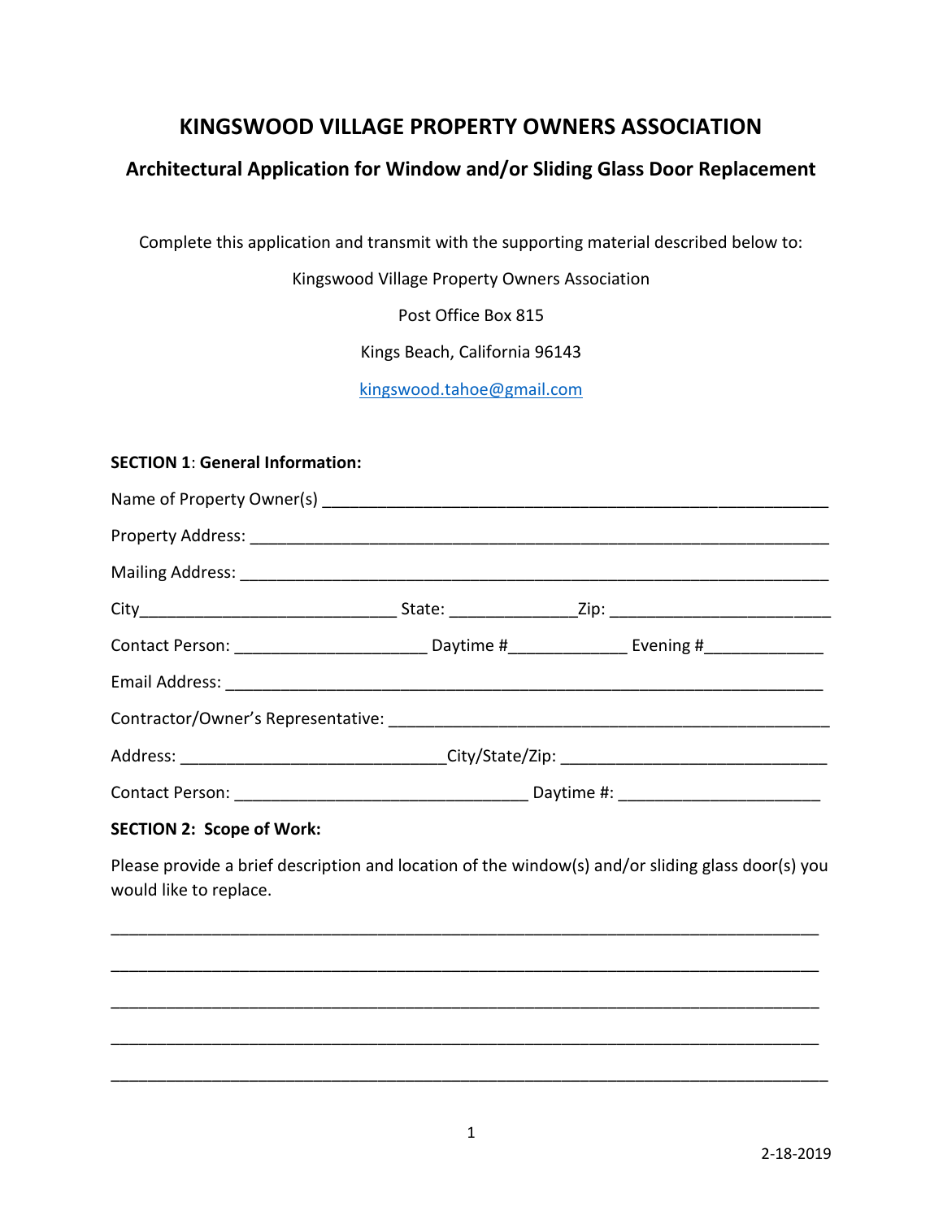# KINGSWOOD VILLAGE PROPERTY OWNERS ASSOCIATION

## Architectural Application for Window and/or Sliding Glass Door Replacement

Complete this application and transmit with the supporting material described below to:

Kingswood Village Property Owners Association

Post Office Box 815

Kings Beach, California 96143

kingswood.tahoe@gmail.com

**SECTION 1**: **General Information:**

Name of Property Owner(s) ____________________________________________________

Property Address: ____________________________________________________________

Mailing Address: _____________________________________________________________

City___________________________ State: _____________Zip: ______________________

Contact Person: ____________________ Daytime #____________ Evening #____________

Email Address: _______________________________________________________________

Contractor/Owner's Representative: _____________________________________________

Address: ___________________________City/State/Zip: ____________________________

Contact Person: ______________________________ Daytime #: _____________________

**SECTION 2: Scope of Work:**

Please provide a brief description and location of the window(s) and/or sliding glass door(s) you would like to replace.

_____________________________________________________________________________

_____________________________________________________________________________

_____________________________________________________________________________

_____________________________________________________________________________

_____________________________________________________________________________

2-18-2019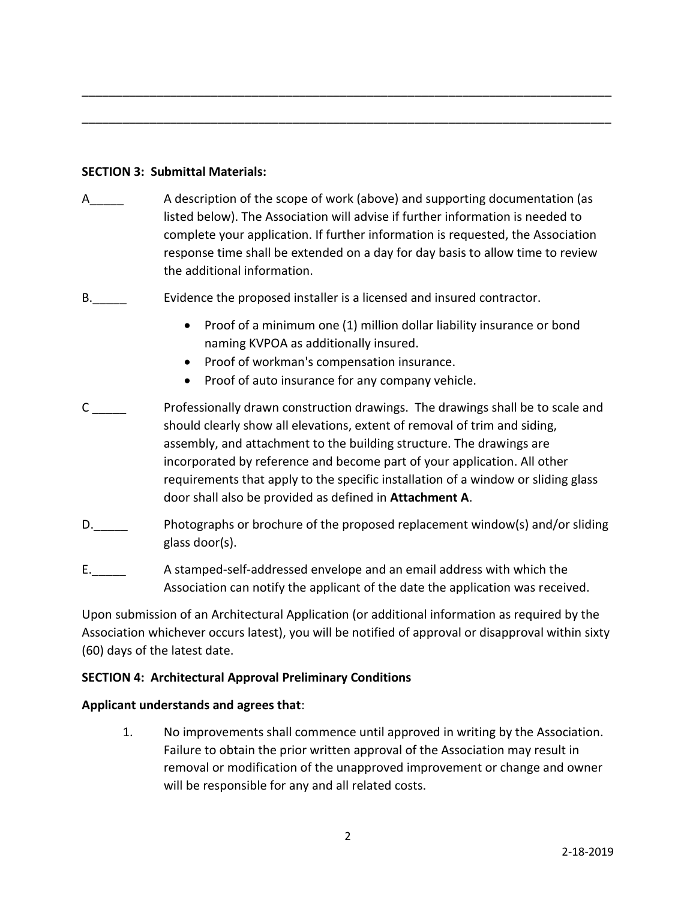\_\_\_\_\_\_\_\_\_\_\_\_\_\_\_\_\_\_\_\_\_\_\_\_\_\_\_\_\_\_\_\_\_\_\_\_\_\_\_\_\_\_\_\_\_\_\_\_\_\_\_\_\_\_\_\_\_\_\_\_\_\_\_\_\_\_\_\_\_\_\_\_\_\_\_\_\_\_

\_\_\_\_\_\_\_\_\_\_\_\_\_\_\_\_\_\_\_\_\_\_\_\_\_\_\_\_\_\_\_\_\_\_\_\_\_\_\_\_\_\_\_\_\_\_\_\_\_\_\_\_\_\_\_\_\_\_\_\_\_\_\_\_\_\_\_\_\_\_\_\_\_\_\_\_\_\_

**SECTION 3: Submittal Materials:**

A_____ A description of the scope of work (above) and supporting documentation (as listed below). The Association will advise if further information is needed to complete your application. If further information is requested, the Association response time shall be extended on a day for day basis to allow time to review the additional information.

B._____ Evidence the proposed installer is a licensed and insured contractor.

- Proof of a minimum one (1) million dollar liability insurance or bond naming KVPOA as additionally insured.
- Proof of workman's compensation insurance.
- Proof of auto insurance for any company vehicle.

C _____ Professionally drawn construction drawings. The drawings shall be to scale and should clearly show all elevations, extent of removal of trim and siding, assembly, and attachment to the building structure. The drawings are incorporated by reference and become part of your application. All other requirements that apply to the specific installation of a window or sliding glass door shall also be provided as defined in **Attachment A**.

D._____ Photographs or brochure of the proposed replacement window(s) and/or sliding glass door(s).

E._____ A stamped-self-addressed envelope and an email address with which the Association can notify the applicant of the date the application was received.

Upon submission of an Architectural Application (or additional information as required by the Association whichever occurs latest), you will be notified of approval or disapproval within sixty (60) days of the latest date.

**SECTION 4: Architectural Approval Preliminary Conditions**

**Applicant understands and agrees that**:

1. No improvements shall commence until approved in writing by the Association. Failure to obtain the prior written approval of the Association may result in removal or modification of the unapproved improvement or change and owner will be responsible for any and all related costs.

2-18-2019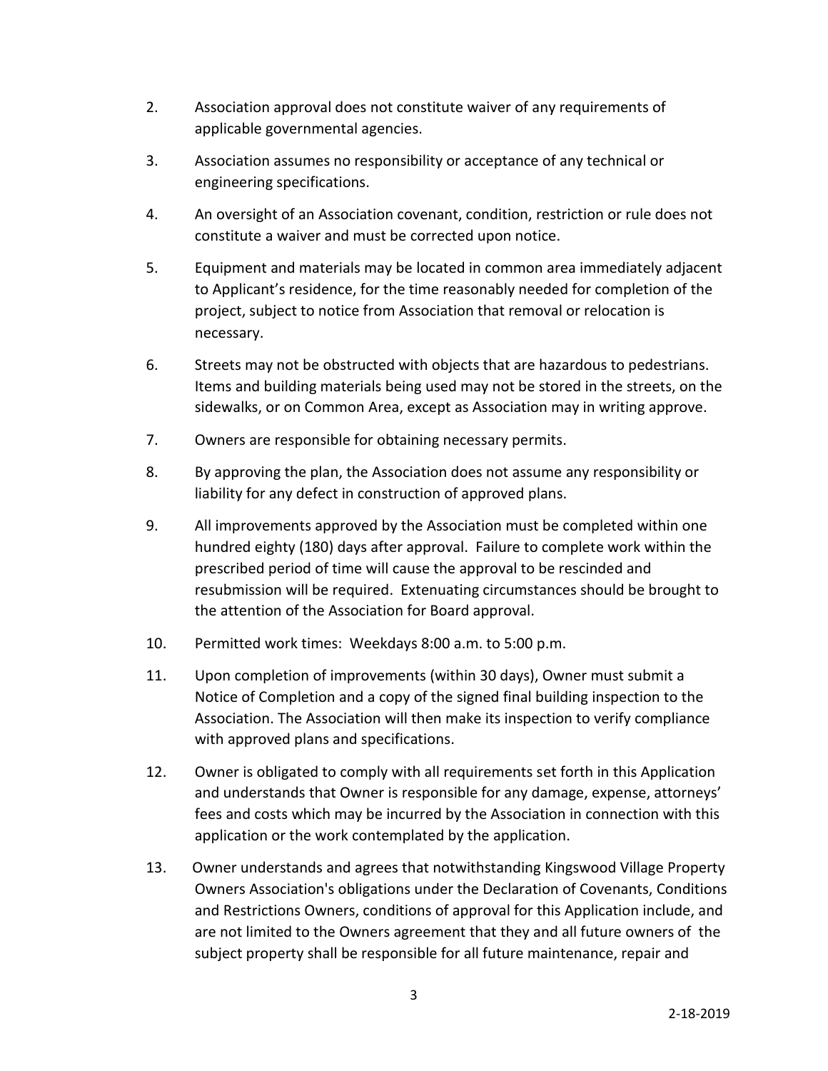2. Association approval does not constitute waiver of any requirements of applicable governmental agencies.

3. Association assumes no responsibility or acceptance of any technical or engineering specifications.

4. An oversight of an Association covenant, condition, restriction or rule does not constitute a waiver and must be corrected upon notice.

5. Equipment and materials may be located in common area immediately adjacent to Applicant's residence, for the time reasonably needed for completion of the project, subject to notice from Association that removal or relocation is necessary.

6. Streets may not be obstructed with objects that are hazardous to pedestrians. Items and building materials being used may not be stored in the streets, on the sidewalks, or on Common Area, except as Association may in writing approve.

7. Owners are responsible for obtaining necessary permits.

8. By approving the plan, the Association does not assume any responsibility or liability for any defect in construction of approved plans.

9. All improvements approved by the Association must be completed within one hundred eighty (180) days after approval. Failure to complete work within the prescribed period of time will cause the approval to be rescinded and resubmission will be required. Extenuating circumstances should be brought to the attention of the Association for Board approval.

10. Permitted work times: Weekdays 8:00 a.m. to 5:00 p.m.

11. Upon completion of improvements (within 30 days), Owner must submit a Notice of Completion and a copy of the signed final building inspection to the Association. The Association will then make its inspection to verify compliance with approved plans and specifications.

12. Owner is obligated to comply with all requirements set forth in this Application and understands that Owner is responsible for any damage, expense, attorneys' fees and costs which may be incurred by the Association in connection with this application or the work contemplated by the application.

13. Owner understands and agrees that notwithstanding Kingswood Village Property Owners Association's obligations under the Declaration of Covenants, Conditions and Restrictions Owners, conditions of approval for this Application include, and are not limited to the Owners agreement that they and all future owners of the subject property shall be responsible for all future maintenance, repair and

2-18-2019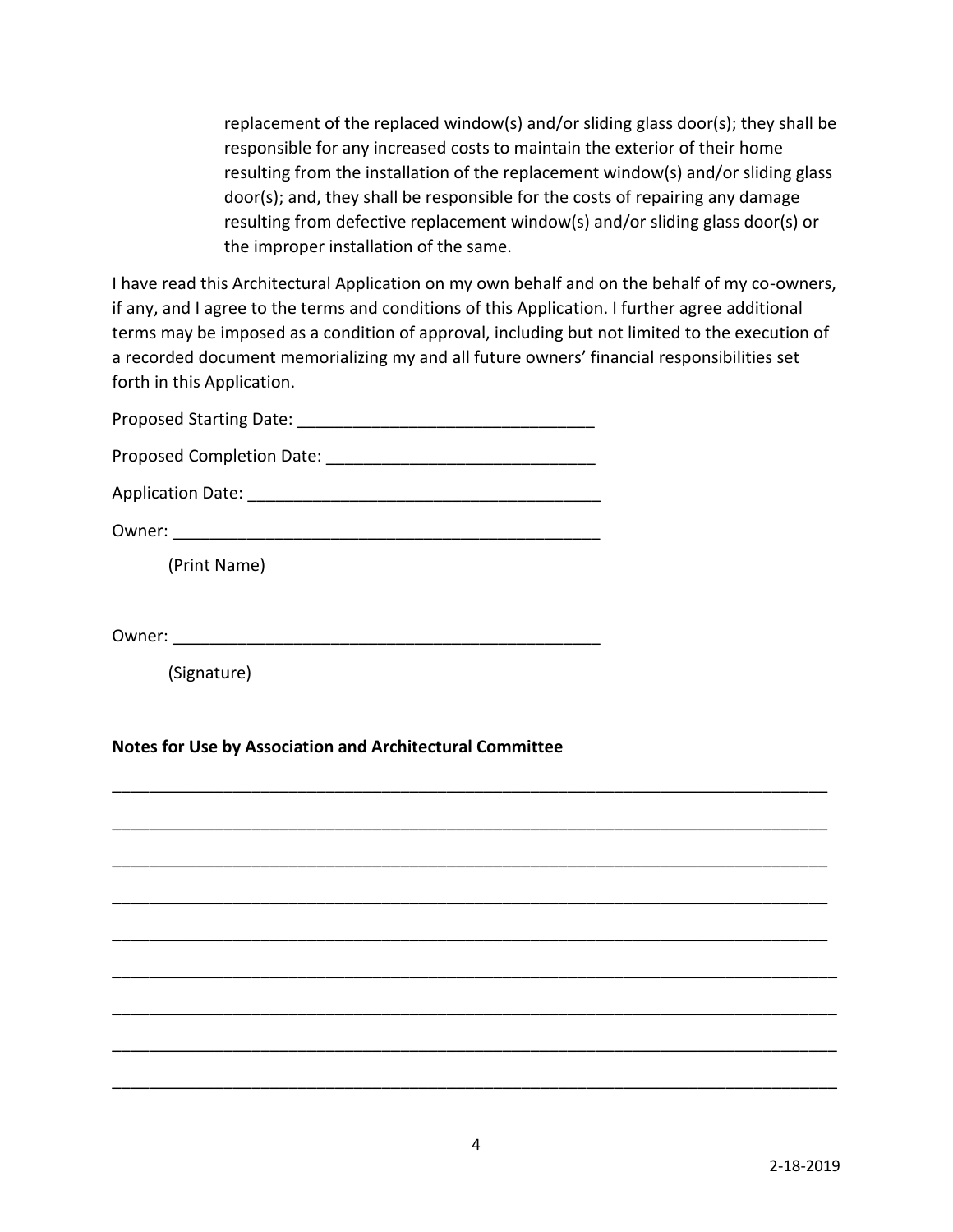replacement of the replaced window(s) and/or sliding glass door(s); they shall be responsible for any increased costs to maintain the exterior of their home resulting from the installation of the replacement window(s) and/or sliding glass door(s); and, they shall be responsible for the costs of repairing any damage resulting from defective replacement window(s) and/or sliding glass door(s) or the improper installation of the same.

I have read this Architectural Application on my own behalf and on the behalf of my co-owners, if any, and I agree to the terms and conditions of this Application. I further agree additional terms may be imposed as a condition of approval, including but not limited to the execution of a recorded document memorializing my and all future owners' financial responsibilities set forth in this Application.

Proposed Starting Date: ________________________________

Proposed Completion Date: _____________________________

Application Date: ______________________________________

Owner: _______________________________________________

(Print Name)

Owner: _______________________________________________

(Signature)

**Notes for Use by Association and Architectural Committee**

_______________________________________________________________________________

_______________________________________________________________________________

_______________________________________________________________________________

_______________________________________________________________________________

_______________________________________________________________________________

_______________________________________________________________________________

_______________________________________________________________________________

_______________________________________________________________________________

_______________________________________________________________________________

2-18-2019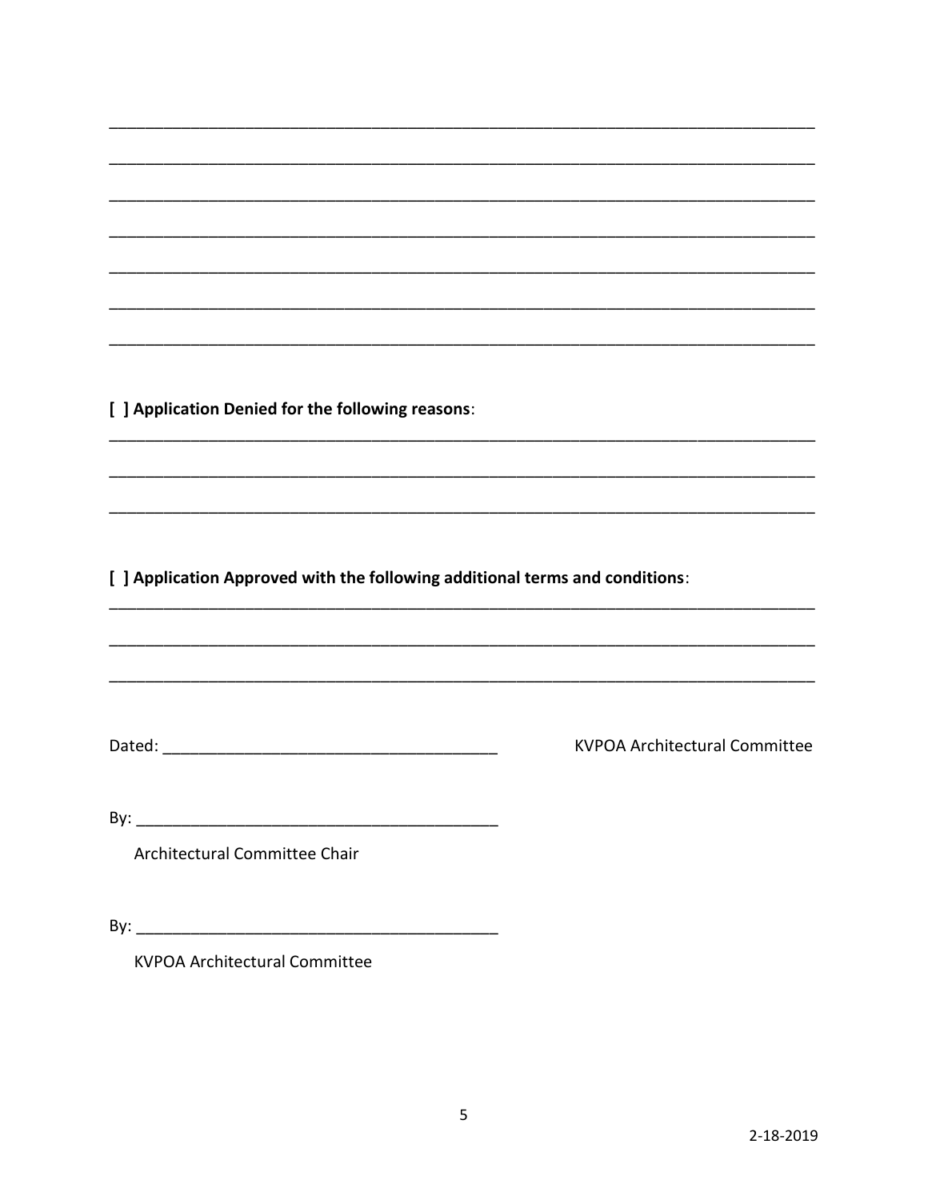\_\_\_\_\_\_\_\_\_\_\_\_\_\_\_\_\_\_\_\_\_\_\_\_\_\_\_\_\_\_\_\_\_\_\_\_\_\_\_\_\_\_\_\_\_\_\_\_\_\_\_\_\_\_\_\_\_\_\_\_\_\_\_\_\_\_\_\_\_\_\_\_\_\_\_\_\_\_

\_\_\_\_\_\_\_\_\_\_\_\_\_\_\_\_\_\_\_\_\_\_\_\_\_\_\_\_\_\_\_\_\_\_\_\_\_\_\_\_\_\_\_\_\_\_\_\_\_\_\_\_\_\_\_\_\_\_\_\_\_\_\_\_\_\_\_\_\_\_\_\_\_\_\_\_\_\_

\_\_\_\_\_\_\_\_\_\_\_\_\_\_\_\_\_\_\_\_\_\_\_\_\_\_\_\_\_\_\_\_\_\_\_\_\_\_\_\_\_\_\_\_\_\_\_\_\_\_\_\_\_\_\_\_\_\_\_\_\_\_\_\_\_\_\_\_\_\_\_\_\_\_\_\_\_\_

\_\_\_\_\_\_\_\_\_\_\_\_\_\_\_\_\_\_\_\_\_\_\_\_\_\_\_\_\_\_\_\_\_\_\_\_\_\_\_\_\_\_\_\_\_\_\_\_\_\_\_\_\_\_\_\_\_\_\_\_\_\_\_\_\_\_\_\_\_\_\_\_\_\_\_\_\_\_

\_\_\_\_\_\_\_\_\_\_\_\_\_\_\_\_\_\_\_\_\_\_\_\_\_\_\_\_\_\_\_\_\_\_\_\_\_\_\_\_\_\_\_\_\_\_\_\_\_\_\_\_\_\_\_\_\_\_\_\_\_\_\_\_\_\_\_\_\_\_\_\_\_\_\_\_\_\_

\_\_\_\_\_\_\_\_\_\_\_\_\_\_\_\_\_\_\_\_\_\_\_\_\_\_\_\_\_\_\_\_\_\_\_\_\_\_\_\_\_\_\_\_\_\_\_\_\_\_\_\_\_\_\_\_\_\_\_\_\_\_\_\_\_\_\_\_\_\_\_\_\_\_\_\_\_\_

\_\_\_\_\_\_\_\_\_\_\_\_\_\_\_\_\_\_\_\_\_\_\_\_\_\_\_\_\_\_\_\_\_\_\_\_\_\_\_\_\_\_\_\_\_\_\_\_\_\_\_\_\_\_\_\_\_\_\_\_\_\_\_\_\_\_\_\_\_\_\_\_\_\_\_\_\_\_

**[ ] Application Denied for the following reasons**:

\_\_\_\_\_\_\_\_\_\_\_\_\_\_\_\_\_\_\_\_\_\_\_\_\_\_\_\_\_\_\_\_\_\_\_\_\_\_\_\_\_\_\_\_\_\_\_\_\_\_\_\_\_\_\_\_\_\_\_\_\_\_\_\_\_\_\_\_\_\_\_\_\_\_\_\_\_\_

\_\_\_\_\_\_\_\_\_\_\_\_\_\_\_\_\_\_\_\_\_\_\_\_\_\_\_\_\_\_\_\_\_\_\_\_\_\_\_\_\_\_\_\_\_\_\_\_\_\_\_\_\_\_\_\_\_\_\_\_\_\_\_\_\_\_\_\_\_\_\_\_\_\_\_\_\_\_

\_\_\_\_\_\_\_\_\_\_\_\_\_\_\_\_\_\_\_\_\_\_\_\_\_\_\_\_\_\_\_\_\_\_\_\_\_\_\_\_\_\_\_\_\_\_\_\_\_\_\_\_\_\_\_\_\_\_\_\_\_\_\_\_\_\_\_\_\_\_\_\_\_\_\_\_\_\_

**[ ] Application Approved with the following additional terms and conditions**:

\_\_\_\_\_\_\_\_\_\_\_\_\_\_\_\_\_\_\_\_\_\_\_\_\_\_\_\_\_\_\_\_\_\_\_\_\_\_\_\_\_\_\_\_\_\_\_\_\_\_\_\_\_\_\_\_\_\_\_\_\_\_\_\_\_\_\_\_\_\_\_\_\_\_\_\_\_\_

\_\_\_\_\_\_\_\_\_\_\_\_\_\_\_\_\_\_\_\_\_\_\_\_\_\_\_\_\_\_\_\_\_\_\_\_\_\_\_\_\_\_\_\_\_\_\_\_\_\_\_\_\_\_\_\_\_\_\_\_\_\_\_\_\_\_\_\_\_\_\_\_\_\_\_\_\_\_

\_\_\_\_\_\_\_\_\_\_\_\_\_\_\_\_\_\_\_\_\_\_\_\_\_\_\_\_\_\_\_\_\_\_\_\_\_\_\_\_\_\_\_\_\_\_\_\_\_\_\_\_\_\_\_\_\_\_\_\_\_\_\_\_\_\_\_\_\_\_\_\_\_\_\_\_\_\_

Dated: \_\_\_\_\_\_\_\_\_\_\_\_\_\_\_\_\_\_\_\_\_\_\_\_\_\_\_\_\_\_\_\_\_\_\_\_\_\_ KVPOA Architectural Committee

By: \_\_\_\_\_\_\_\_\_\_\_\_\_\_\_\_\_\_\_\_\_\_\_\_\_\_\_\_\_\_\_\_\_\_\_\_\_\_\_\_\_

Architectural Committee Chair

By: \_\_\_\_\_\_\_\_\_\_\_\_\_\_\_\_\_\_\_\_\_\_\_\_\_\_\_\_\_\_\_\_\_\_\_\_\_\_\_\_\_

KVPOA Architectural Committee

2-18-2019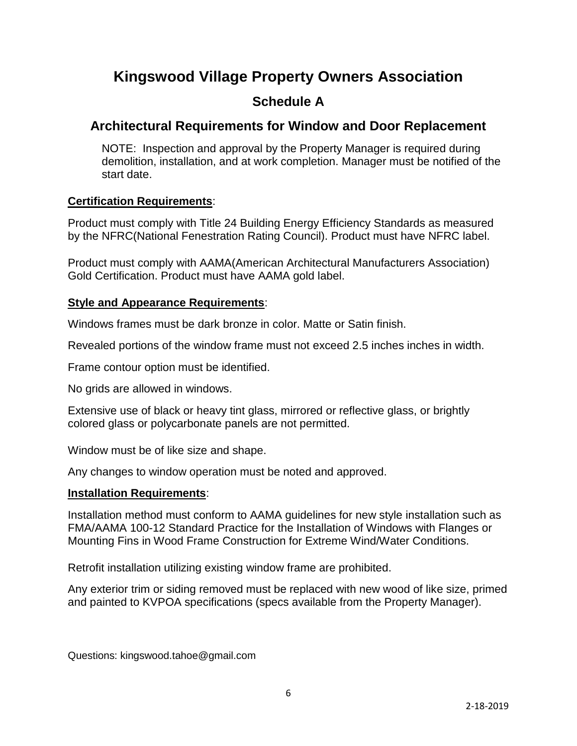# Kingswood Village Property Owners Association

## Schedule A

## Architectural Requirements for Window and Door Replacement

NOTE: Inspection and approval by the Property Manager is required during demolition, installation, and at work completion. Manager must be notified of the start date.

**Certification Requirements**:

Product must comply with Title 24 Building Energy Efficiency Standards as measured by the NFRC(National Fenestration Rating Council). Product must have NFRC label.

Product must comply with AAMA(American Architectural Manufacturers Association) Gold Certification. Product must have AAMA gold label.

**Style and Appearance Requirements**:

Windows frames must be dark bronze in color. Matte or Satin finish.

Revealed portions of the window frame must not exceed 2.5 inches inches in width.

Frame contour option must be identified.

No grids are allowed in windows.

Extensive use of black or heavy tint glass, mirrored or reflective glass, or brightly colored glass or polycarbonate panels are not permitted.

Window must be of like size and shape.

Any changes to window operation must be noted and approved.

**Installation Requirements**:

Installation method must conform to AAMA guidelines for new style installation such as FMA/AAMA 100-12 Standard Practice for the Installation of Windows with Flanges or Mounting Fins in Wood Frame Construction for Extreme Wind/Water Conditions.

Retrofit installation utilizing existing window frame are prohibited.

Any exterior trim or siding removed must be replaced with new wood of like size, primed and painted to KVPOA specifications (specs available from the Property Manager).

Questions: kingswood.tahoe@gmail.com

2-18-2019